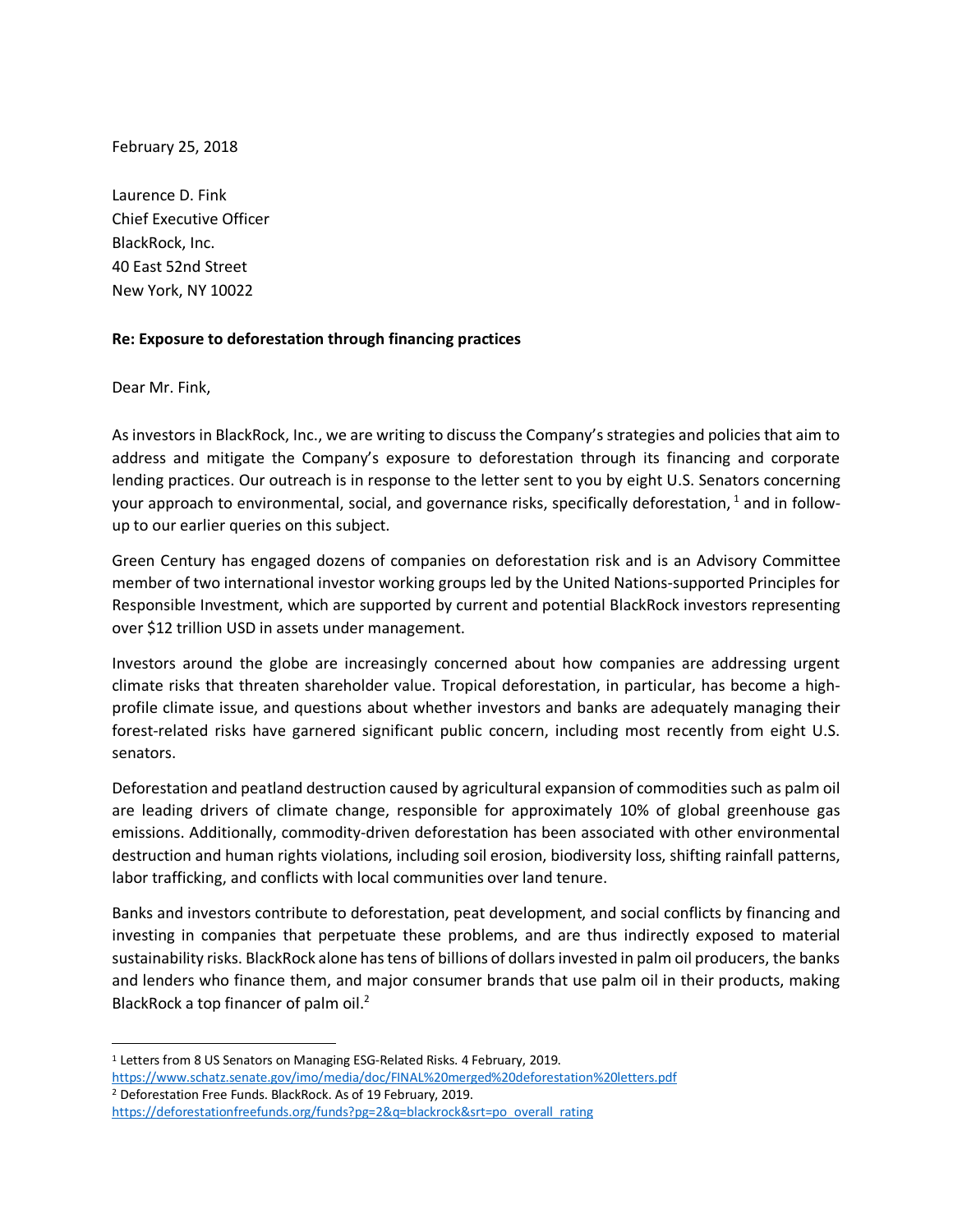February 25, 2018

Laurence D. Fink
Chief Executive Officer
BlackRock, Inc.
40 East 52nd Street
New York, NY 10022

**Re: Exposure to deforestation through financing practices**

Dear Mr. Fink,

As investors in BlackRock, Inc., we are writing to discuss the Company's strategies and policies that aim to address and mitigate the Company's exposure to deforestation through its financing and corporate lending practices. Our outreach is in response to the letter sent to you by eight U.S. Senators concerning your approach to environmental, social, and governance risks, specifically deforestation, [1] and in follow-up to our earlier queries on this subject.

Green Century has engaged dozens of companies on deforestation risk and is an Advisory Committee member of two international investor working groups led by the United Nations-supported Principles for Responsible Investment, which are supported by current and potential BlackRock investors representing over $12 trillion USD in assets under management.

Investors around the globe are increasingly concerned about how companies are addressing urgent climate risks that threaten shareholder value. Tropical deforestation, in particular, has become a high-profile climate issue, and questions about whether investors and banks are adequately managing their forest-related risks have garnered significant public concern, including most recently from eight U.S. senators.

Deforestation and peatland destruction caused by agricultural expansion of commodities such as palm oil are leading drivers of climate change, responsible for approximately 10% of global greenhouse gas emissions. Additionally, commodity-driven deforestation has been associated with other environmental destruction and human rights violations, including soil erosion, biodiversity loss, shifting rainfall patterns, labor trafficking, and conflicts with local communities over land tenure.

Banks and investors contribute to deforestation, peat development, and social conflicts by financing and investing in companies that perpetuate these problems, and are thus indirectly exposed to material sustainability risks. BlackRock alone has tens of billions of dollars invested in palm oil producers, the banks and lenders who finance them, and major consumer brands that use palm oil in their products, making BlackRock a top financer of palm oil.[2]

---

[1] Letters from 8 US Senators on Managing ESG-Related Risks. 4 February, 2019. https://www.schatz.senate.gov/imo/media/doc/FINAL%20merged%20deforestation%20letters.pdf

[2] Deforestation Free Funds. BlackRock. As of 19 February, 2019. https://deforestationfreefunds.org/funds?pg=2&q=blackrock&srt=po_overall_rating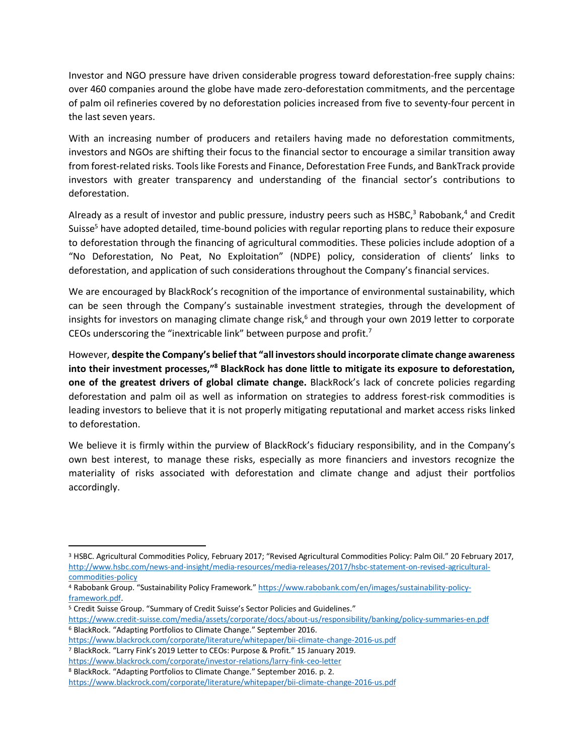Investor and NGO pressure have driven considerable progress toward deforestation-free supply chains: over 460 companies around the globe have made zero-deforestation commitments, and the percentage of palm oil refineries covered by no deforestation policies increased from five to seventy-four percent in the last seven years.

With an increasing number of producers and retailers having made no deforestation commitments, investors and NGOs are shifting their focus to the financial sector to encourage a similar transition away from forest-related risks. Tools like Forests and Finance, Deforestation Free Funds, and BankTrack provide investors with greater transparency and understanding of the financial sector's contributions to deforestation.

Already as a result of investor and public pressure, industry peers such as HSBC,[3] Rabobank,[4] and Credit Suisse[5] have adopted detailed, time-bound policies with regular reporting plans to reduce their exposure to deforestation through the financing of agricultural commodities. These policies include adoption of a "No Deforestation, No Peat, No Exploitation" (NDPE) policy, consideration of clients' links to deforestation, and application of such considerations throughout the Company's financial services.

We are encouraged by BlackRock's recognition of the importance of environmental sustainability, which can be seen through the Company's sustainable investment strategies, through the development of insights for investors on managing climate change risk,[6] and through your own 2019 letter to corporate CEOs underscoring the "inextricable link" between purpose and profit.[7]

However, **despite the Company's belief that "all investors should incorporate climate change awareness into their investment processes,"[8] BlackRock has done little to mitigate its exposure to deforestation, one of the greatest drivers of global climate change.** BlackRock's lack of concrete policies regarding deforestation and palm oil as well as information on strategies to address forest-risk commodities is leading investors to believe that it is not properly mitigating reputational and market access risks linked to deforestation.

We believe it is firmly within the purview of BlackRock's fiduciary responsibility, and in the Company's own best interest, to manage these risks, especially as more financiers and investors recognize the materiality of risks associated with deforestation and climate change and adjust their portfolios accordingly.

---

[3] HSBC. Agricultural Commodities Policy, February 2017; "Revised Agricultural Commodities Policy: Palm Oil." 20 February 2017, http://www.hsbc.com/news-and-insight/media-resources/media-releases/2017/hsbc-statement-on-revised-agricultural-commodities-policy

[4] Rabobank Group. "Sustainability Policy Framework." https://www.rabobank.com/en/images/sustainability-policy-framework.pdf.

[5] Credit Suisse Group. "Summary of Credit Suisse's Sector Policies and Guidelines." https://www.credit-suisse.com/media/assets/corporate/docs/about-us/responsibility/banking/policy-summaries-en.pdf

[6] BlackRock. "Adapting Portfolios to Climate Change." September 2016. https://www.blackrock.com/corporate/literature/whitepaper/bii-climate-change-2016-us.pdf

[7] BlackRock. "Larry Fink's 2019 Letter to CEOs: Purpose & Profit." 15 January 2019. https://www.blackrock.com/corporate/investor-relations/larry-fink-ceo-letter

[8] BlackRock. "Adapting Portfolios to Climate Change." September 2016. p. 2. https://www.blackrock.com/corporate/literature/whitepaper/bii-climate-change-2016-us.pdf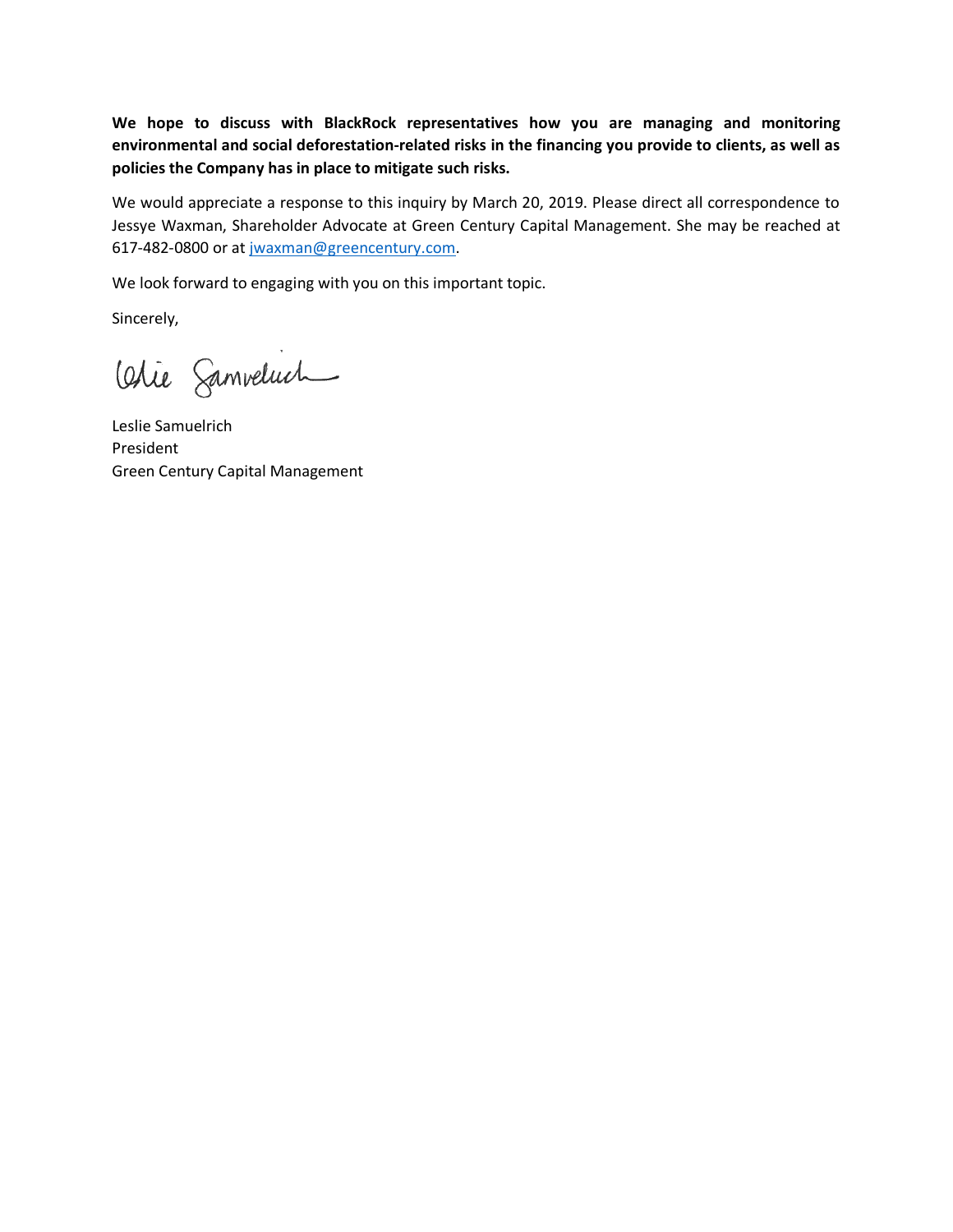**We hope to discuss with BlackRock representatives how you are managing and monitoring environmental and social deforestation-related risks in the financing you provide to clients, as well as policies the Company has in place to mitigate such risks.**

We would appreciate a response to this inquiry by March 20, 2019. Please direct all correspondence to Jessye Waxman, Shareholder Advocate at Green Century Capital Management. She may be reached at 617-482-0800 or at jwaxman@greencentury.com.

We look forward to engaging with you on this important topic.

Sincerely,

Leslie Samuelrich
President
Green Century Capital Management